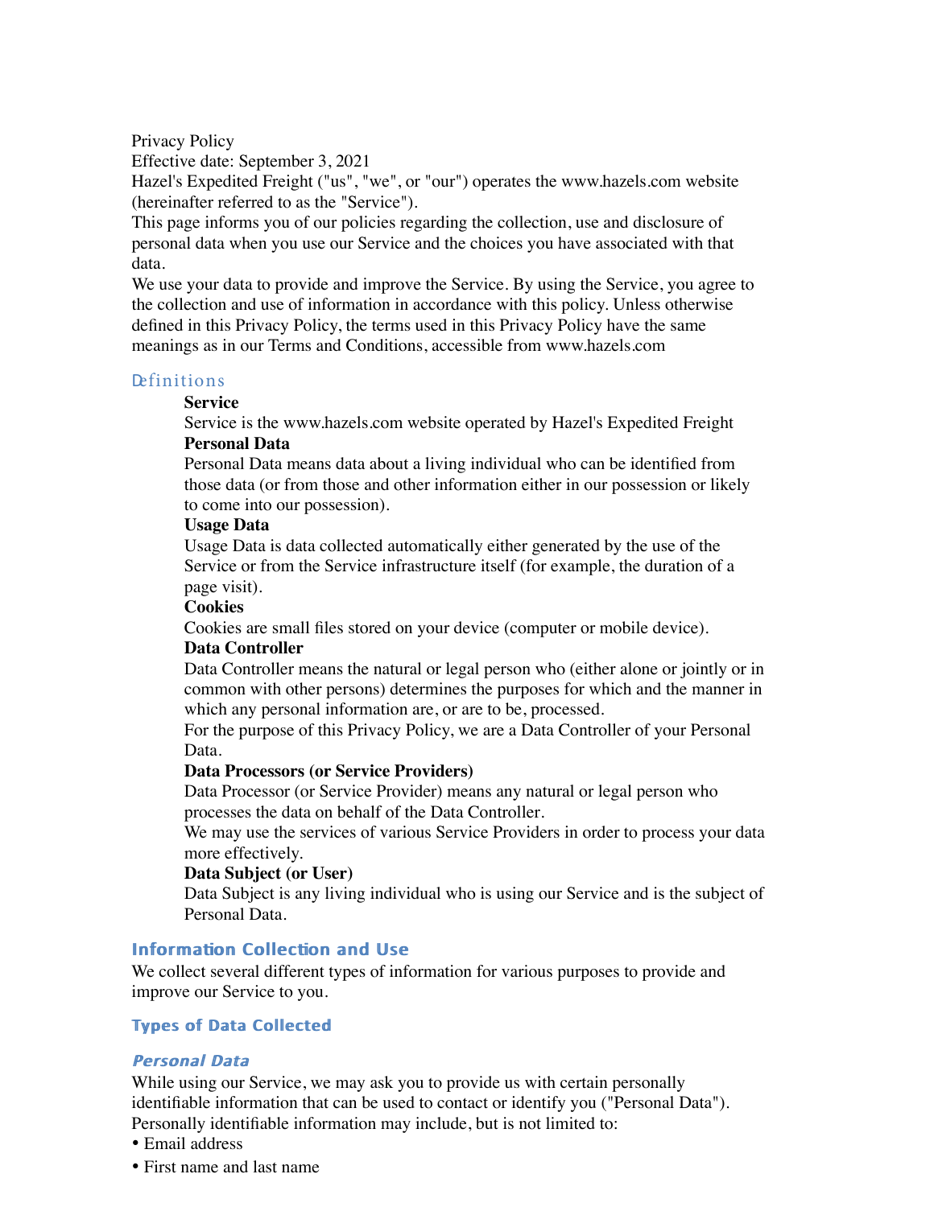Privacy Policy

Effective date: September 3, 2021

Hazel's Expedited Freight ("us", "we", or "our") operates the www.hazels.com website (hereinafter referred to as the "Service").

This page informs you of our policies regarding the collection, use and disclosure of personal data when you use our Service and the choices you have associated with that data.

We use your data to provide and improve the Service. By using the Service, you agree to the collection and use of information in accordance with this policy. Unless otherwise defined in this Privacy Policy, the terms used in this Privacy Policy have the same meanings as in our Terms and Conditions, accessible from www.hazels.com

## Definitions

**Service**

Service is the www.hazels.com website operated by Hazel's Expedited Freight

**Personal Data**

Personal Data means data about a living individual who can be identified from those data (or from those and other information either in our possession or likely to come into our possession).

**Usage Data**

Usage Data is data collected automatically either generated by the use of the Service or from the Service infrastructure itself (for example, the duration of a page visit).

**Cookies**

Cookies are small files stored on your device (computer or mobile device).

**Data Controller**

Data Controller means the natural or legal person who (either alone or jointly or in common with other persons) determines the purposes for which and the manner in which any personal information are, or are to be, processed.

For the purpose of this Privacy Policy, we are a Data Controller of your Personal Data.

**Data Processors (or Service Providers)**

Data Processor (or Service Provider) means any natural or legal person who processes the data on behalf of the Data Controller.

We may use the services of various Service Providers in order to process your data more effectively.

**Data Subject (or User)**

Data Subject is any living individual who is using our Service and is the subject of Personal Data.

## Information Collection and Use

We collect several different types of information for various purposes to provide and improve our Service to you.

### Types of Data Collected

#### *Personal Data*

While using our Service, we may ask you to provide us with certain personally identifiable information that can be used to contact or identify you ("Personal Data"). Personally identifiable information may include, but is not limited to:

- Email address
- First name and last name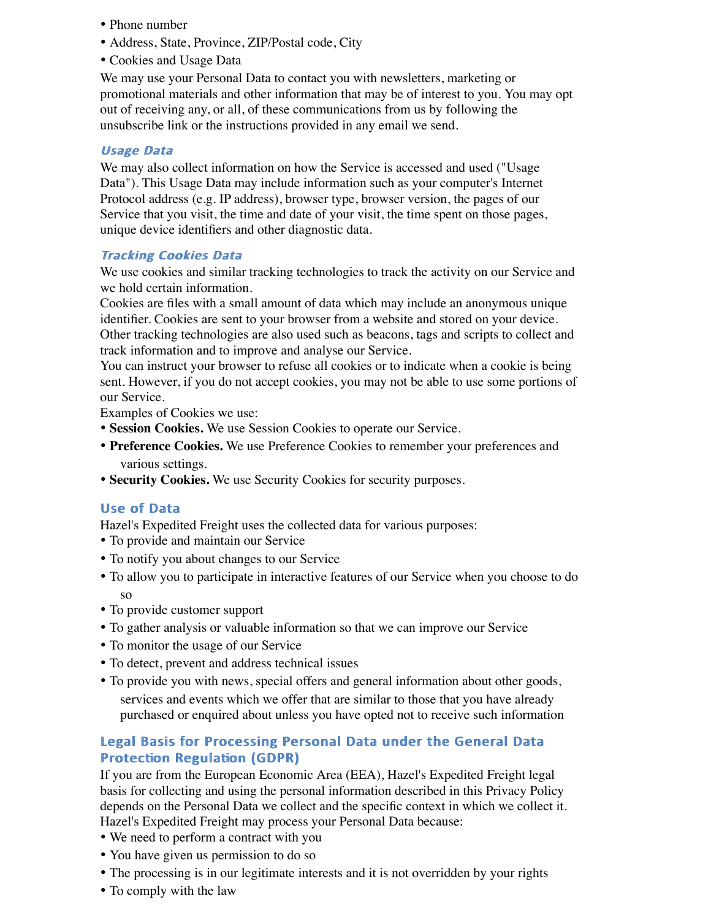- Phone number
- Address, State, Province, ZIP/Postal code, City
- Cookies and Usage Data

We may use your Personal Data to contact you with newsletters, marketing or promotional materials and other information that may be of interest to you. You may opt out of receiving any, or all, of these communications from us by following the unsubscribe link or the instructions provided in any email we send.

### *Usage Data*

We may also collect information on how the Service is accessed and used ("Usage Data"). This Usage Data may include information such as your computer's Internet Protocol address (e.g. IP address), browser type, browser version, the pages of our Service that you visit, the time and date of your visit, the time spent on those pages, unique device identifiers and other diagnostic data.

### *Tracking Cookies Data*

We use cookies and similar tracking technologies to track the activity on our Service and we hold certain information.

Cookies are files with a small amount of data which may include an anonymous unique identifier. Cookies are sent to your browser from a website and stored on your device. Other tracking technologies are also used such as beacons, tags and scripts to collect and track information and to improve and analyse our Service.

You can instruct your browser to refuse all cookies or to indicate when a cookie is being sent. However, if you do not accept cookies, you may not be able to use some portions of our Service.

Examples of Cookies we use:

- **Session Cookies.** We use Session Cookies to operate our Service.
- **Preference Cookies.** We use Preference Cookies to remember your preferences and various settings.
- **Security Cookies.** We use Security Cookies for security purposes.

## Use of Data

Hazel's Expedited Freight uses the collected data for various purposes:

- To provide and maintain our Service
- To notify you about changes to our Service
- To allow you to participate in interactive features of our Service when you choose to do so
- To provide customer support
- To gather analysis or valuable information so that we can improve our Service
- To monitor the usage of our Service
- To detect, prevent and address technical issues
- To provide you with news, special offers and general information about other goods, services and events which we offer that are similar to those that you have already purchased or enquired about unless you have opted not to receive such information

## Legal Basis for Processing Personal Data under the General Data Protection Regulation (GDPR)

If you are from the European Economic Area (EEA), Hazel's Expedited Freight legal basis for collecting and using the personal information described in this Privacy Policy depends on the Personal Data we collect and the specific context in which we collect it.

Hazel's Expedited Freight may process your Personal Data because:

- We need to perform a contract with you
- You have given us permission to do so
- The processing is in our legitimate interests and it is not overridden by your rights
- To comply with the law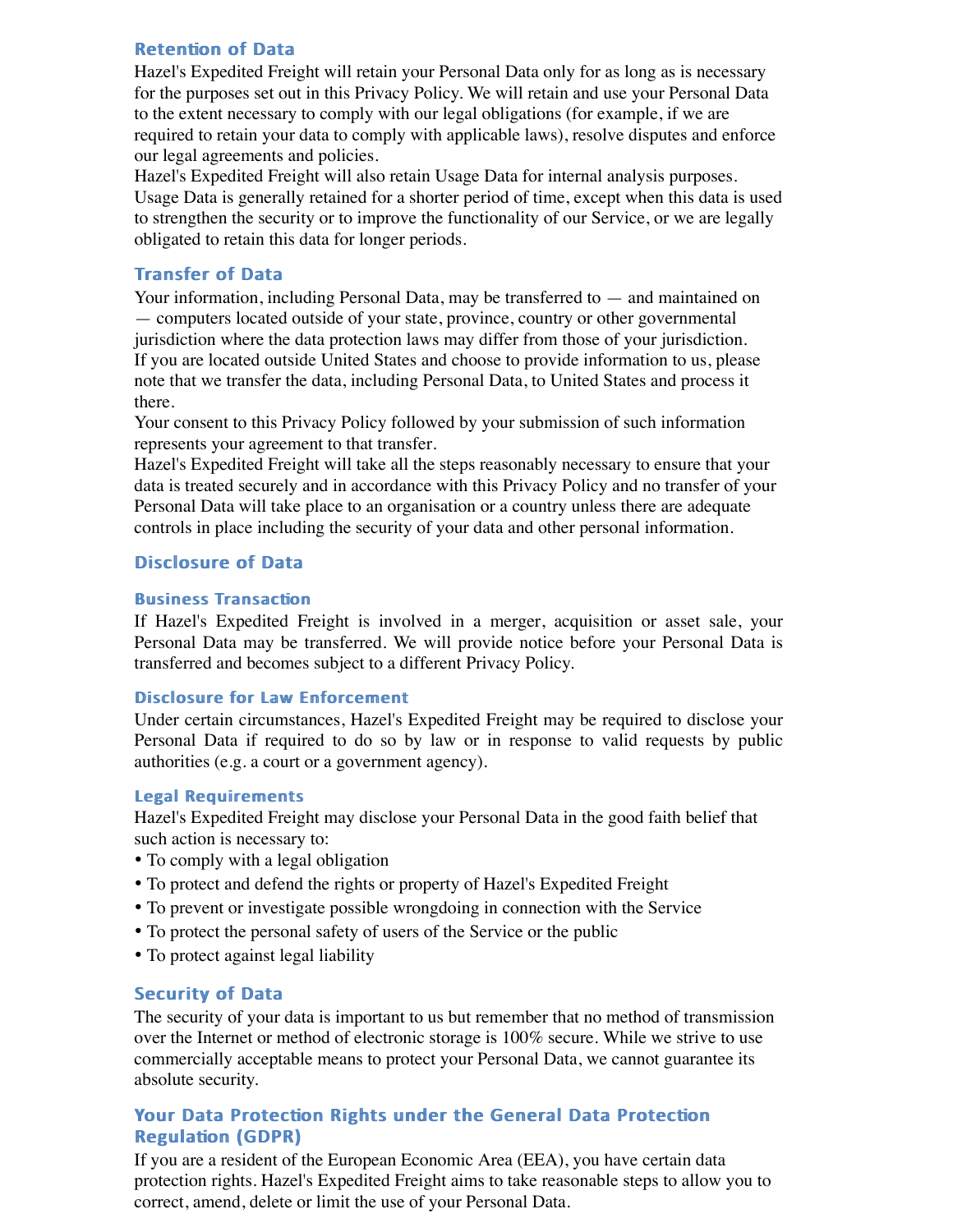## Retention of Data

Hazel's Expedited Freight will retain your Personal Data only for as long as is necessary for the purposes set out in this Privacy Policy. We will retain and use your Personal Data to the extent necessary to comply with our legal obligations (for example, if we are required to retain your data to comply with applicable laws), resolve disputes and enforce our legal agreements and policies.

Hazel's Expedited Freight will also retain Usage Data for internal analysis purposes. Usage Data is generally retained for a shorter period of time, except when this data is used to strengthen the security or to improve the functionality of our Service, or we are legally obligated to retain this data for longer periods.

## Transfer of Data

Your information, including Personal Data, may be transferred to — and maintained on — computers located outside of your state, province, country or other governmental jurisdiction where the data protection laws may differ from those of your jurisdiction.

If you are located outside United States and choose to provide information to us, please note that we transfer the data, including Personal Data, to United States and process it there.

Your consent to this Privacy Policy followed by your submission of such information represents your agreement to that transfer.

Hazel's Expedited Freight will take all the steps reasonably necessary to ensure that your data is treated securely and in accordance with this Privacy Policy and no transfer of your Personal Data will take place to an organisation or a country unless there are adequate controls in place including the security of your data and other personal information.

## Disclosure of Data

### Business Transaction

If Hazel's Expedited Freight is involved in a merger, acquisition or asset sale, your Personal Data may be transferred. We will provide notice before your Personal Data is transferred and becomes subject to a different Privacy Policy.

### Disclosure for Law Enforcement

Under certain circumstances, Hazel's Expedited Freight may be required to disclose your Personal Data if required to do so by law or in response to valid requests by public authorities (e.g. a court or a government agency).

### Legal Requirements

Hazel's Expedited Freight may disclose your Personal Data in the good faith belief that such action is necessary to:

- To comply with a legal obligation
- To protect and defend the rights or property of Hazel's Expedited Freight
- To prevent or investigate possible wrongdoing in connection with the Service
- To protect the personal safety of users of the Service or the public
- To protect against legal liability

## Security of Data

The security of your data is important to us but remember that no method of transmission over the Internet or method of electronic storage is 100% secure. While we strive to use commercially acceptable means to protect your Personal Data, we cannot guarantee its absolute security.

## Your Data Protection Rights under the General Data Protection Regulation (GDPR)

If you are a resident of the European Economic Area (EEA), you have certain data protection rights. Hazel's Expedited Freight aims to take reasonable steps to allow you to correct, amend, delete or limit the use of your Personal Data.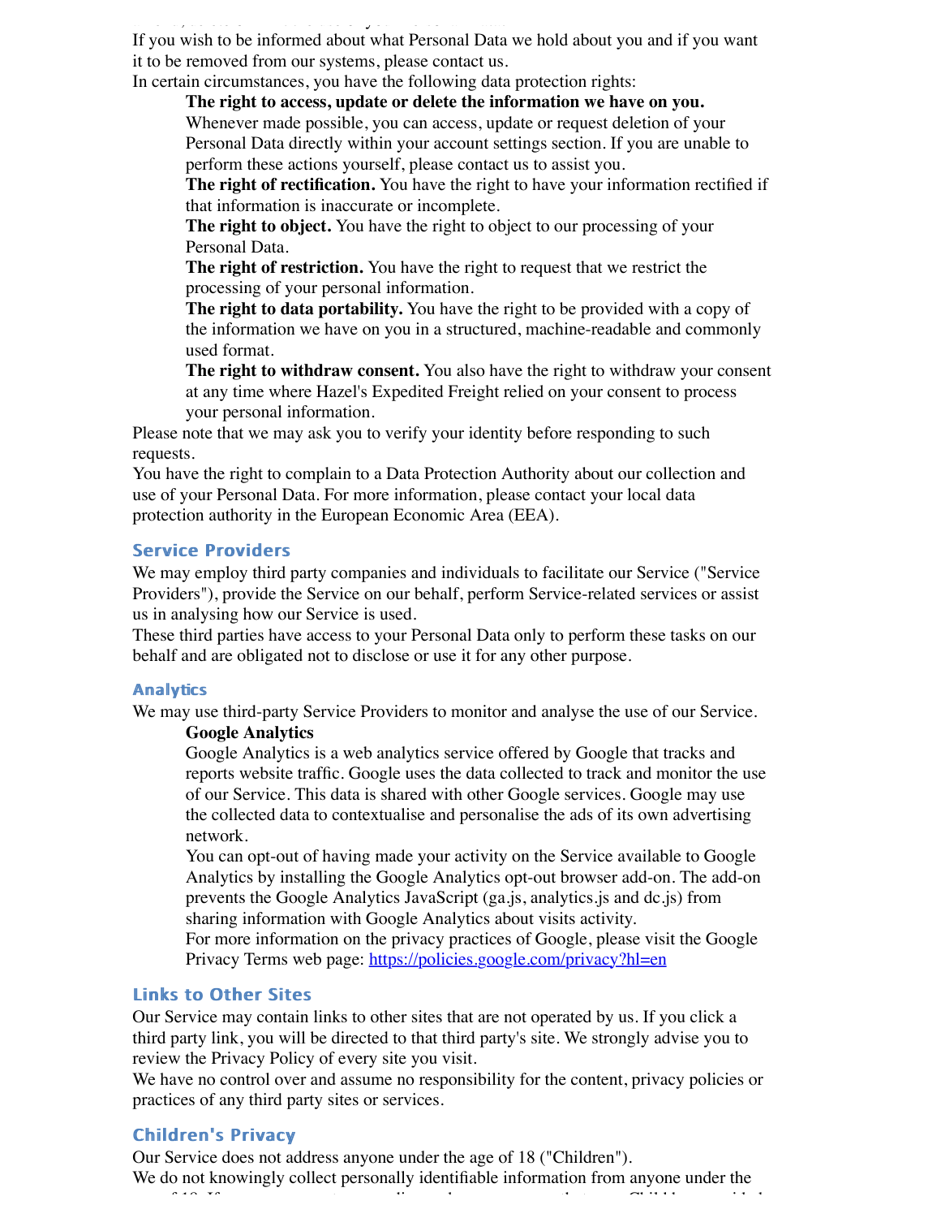If you wish to be informed about what Personal Data we hold about you and if you want it to be removed from our systems, please contact us.

In certain circumstances, you have the following data protection rights:

- **The right to access, update or delete the information we have on you.** Whenever made possible, you can access, update or request deletion of your Personal Data directly within your account settings section. If you are unable to perform these actions yourself, please contact us to assist you.
- **The right of rectification.** You have the right to have your information rectified if that information is inaccurate or incomplete.
- **The right to object.** You have the right to object to our processing of your Personal Data.
- **The right of restriction.** You have the right to request that we restrict the processing of your personal information.
- **The right to data portability.** You have the right to be provided with a copy of the information we have on you in a structured, machine-readable and commonly used format.
- **The right to withdraw consent.** You also have the right to withdraw your consent at any time where Hazel's Expedited Freight relied on your consent to process your personal information.

Please note that we may ask you to verify your identity before responding to such requests.

You have the right to complain to a Data Protection Authority about our collection and use of your Personal Data. For more information, please contact your local data protection authority in the European Economic Area (EEA).

## Service Providers

We may employ third party companies and individuals to facilitate our Service ("Service Providers"), provide the Service on our behalf, perform Service-related services or assist us in analysing how our Service is used.

These third parties have access to your Personal Data only to perform these tasks on our behalf and are obligated not to disclose or use it for any other purpose.

## Analytics

We may use third-party Service Providers to monitor and analyse the use of our Service.

- **Google Analytics**

  Google Analytics is a web analytics service offered by Google that tracks and reports website traffic. Google uses the data collected to track and monitor the use of our Service. This data is shared with other Google services. Google may use the collected data to contextualise and personalise the ads of its own advertising network.

  You can opt-out of having made your activity on the Service available to Google Analytics by installing the Google Analytics opt-out browser add-on. The add-on prevents the Google Analytics JavaScript (ga.js, analytics.js and dc.js) from sharing information with Google Analytics about visits activity.

  For more information on the privacy practices of Google, please visit the Google Privacy Terms web page: [https://policies.google.com/privacy?hl=en](https://policies.google.com/privacy?hl=en)

## Links to Other Sites

Our Service may contain links to other sites that are not operated by us. If you click a third party link, you will be directed to that third party's site. We strongly advise you to review the Privacy Policy of every site you visit.

We have no control over and assume no responsibility for the content, privacy policies or practices of any third party sites or services.

## Children's Privacy

Our Service does not address anyone under the age of 18 ("Children").

We do not knowingly collect personally identifiable information from anyone under the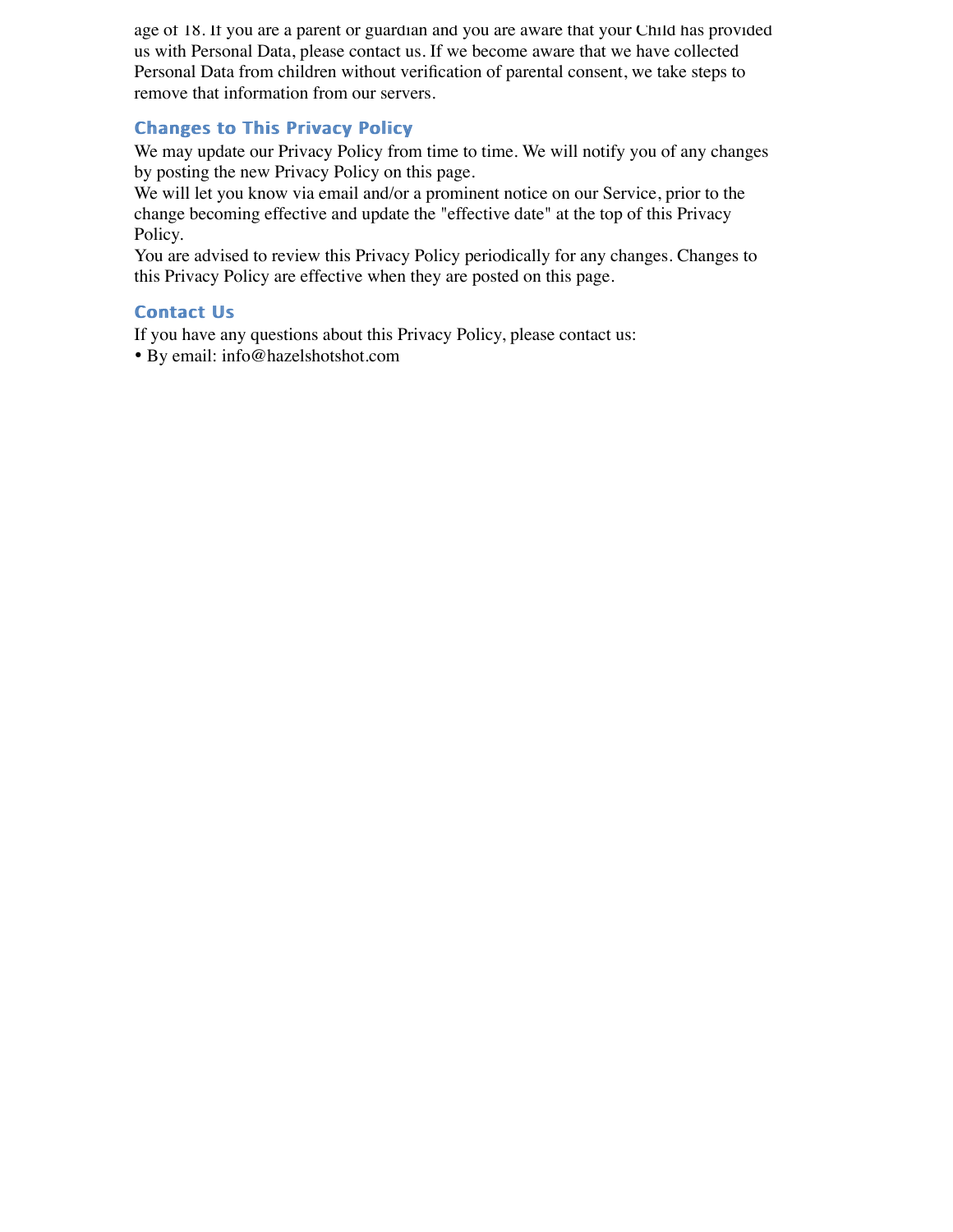age of 18. If you are a parent or guardian and you are aware that your Child has provided us with Personal Data, please contact us. If we become aware that we have collected Personal Data from children without verification of parental consent, we take steps to remove that information from our servers.

## Changes to This Privacy Policy

We may update our Privacy Policy from time to time. We will notify you of any changes by posting the new Privacy Policy on this page.

We will let you know via email and/or a prominent notice on our Service, prior to the change becoming effective and update the "effective date" at the top of this Privacy Policy.

You are advised to review this Privacy Policy periodically for any changes. Changes to this Privacy Policy are effective when they are posted on this page.

## Contact Us

If you have any questions about this Privacy Policy, please contact us:

- By email: info@hazelshotshot.com